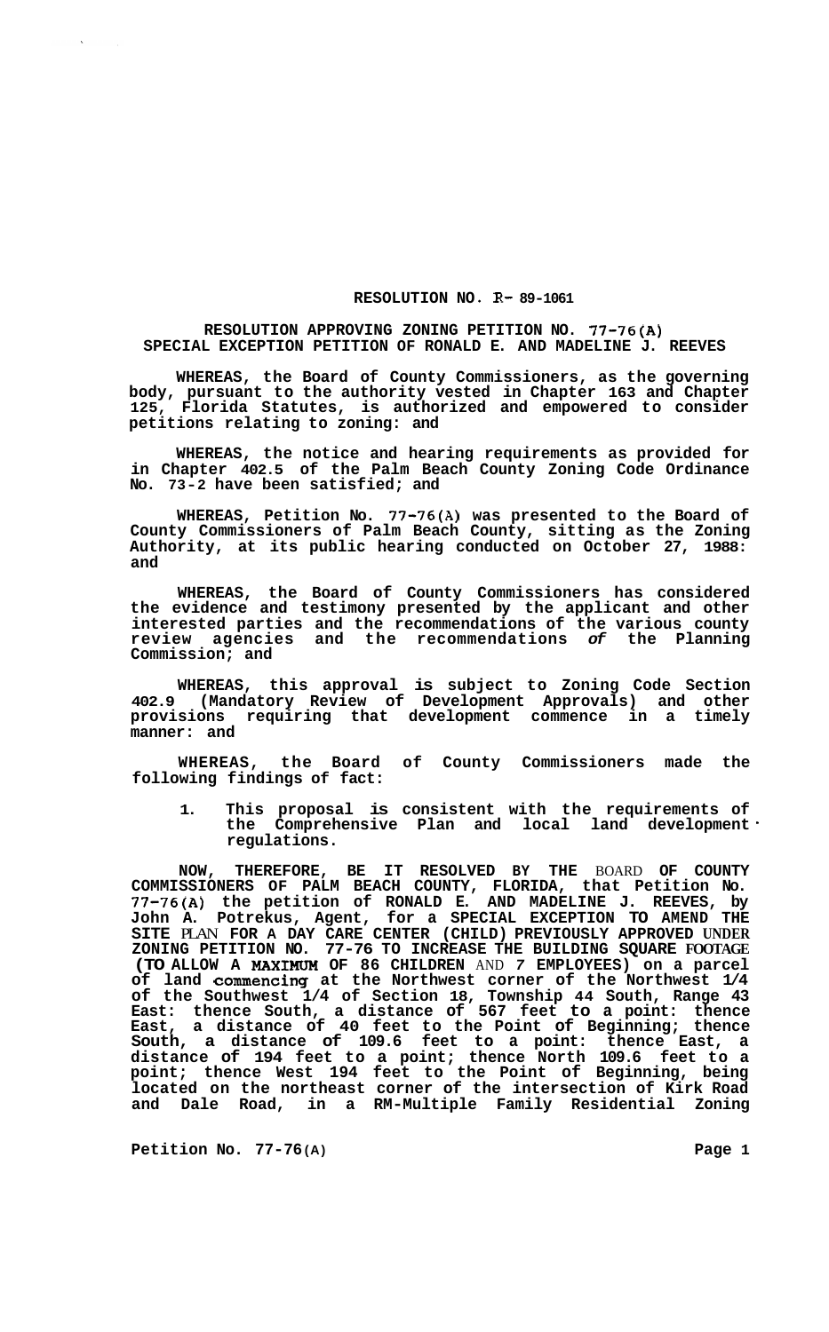# RESOLUTION NO. R- 89-1061

## RESOLUTION APPROVING ZONING PETITION NO. 77-76(A) SPECIAL EXCEPTION PETITION OF RONALD E. AND MADELINE J. REEVES

WHEREAS, the Board of County Commissioners, as the governing body, pursuant to the authority vested in Chapter 163 and Chapter 125, Florida Statutes, is authorized and empowered to consider petitions relating to zoning: and

WHEREAS, the notice and hearing requirements as provided for in Chapter 402.5 of the Palm Beach County Zoning Code Ordinance No. 73-2 have been satisfied; and

WHEREAS, Petition No. 77-76(A) was presented to the Board of County Commissioners of Palm Beach County, sitting as the Zoning Authority, at its public hearing conducted on October 27, 1988: and

WHEREAS, the Board of County Commissioners has considered the evidence and testimony presented by the applicant and other interested parties and the recommendations of the various county review agencies and the recommendations *of* the Planning Commission; and

WHEREAS, this approval is subject to Zoning Code Section 402.9 (Mandatory Review of Development Approvals) and other provisions requiring that development commence in a timely manner: and

WHEREAS, the Board of County Commissioners made the following findings of fact:

1. This proposal is consistent with the requirements of the Comprehensive Plan and local land development regulations.

NOW, THEREFORE, BE IT RESOLVED BY THE BOARD OF COUNTY COMMISSIONERS OF PALM BEACH COUNTY, FLORIDA, that Petition No. 77-76(A) the petition of RONALD E. AND MADELINE J. REEVES, by John A. Potrekus, Agent, for a SPECIAL EXCEPTION TO AMEND THE SITE PLAN FOR A DAY CARE CENTER (CHILD) PREVIOUSLY APPROVED UNDER ZONING PETITION NO. 77-76 TO INCREASE THE BUILDING SQUARE FOOTAGE (TO ALLOW A MAXIMUM OF 86 CHILDREN AND 7 EMPLOYEES) on a parcel of land commencing at the Northwest corner of the Northwest 1/4 of the Southwest 1/4 of Section 18, Township 44 South, Range 43 East: thence South, a distance of 567 feet to a point: thence East, a distance of 40 feet to the Point of Beginning; thence South, a distance of 109.6 feet to a point: thence East, a distance of 194 feet to a point; thence North 109.6 feet to a point; thence West 194 feet to the Point of Beginning, being located on the northeast corner of the intersection of Kirk Road and Dale Road, in a RM-Multiple Family Residential Zoning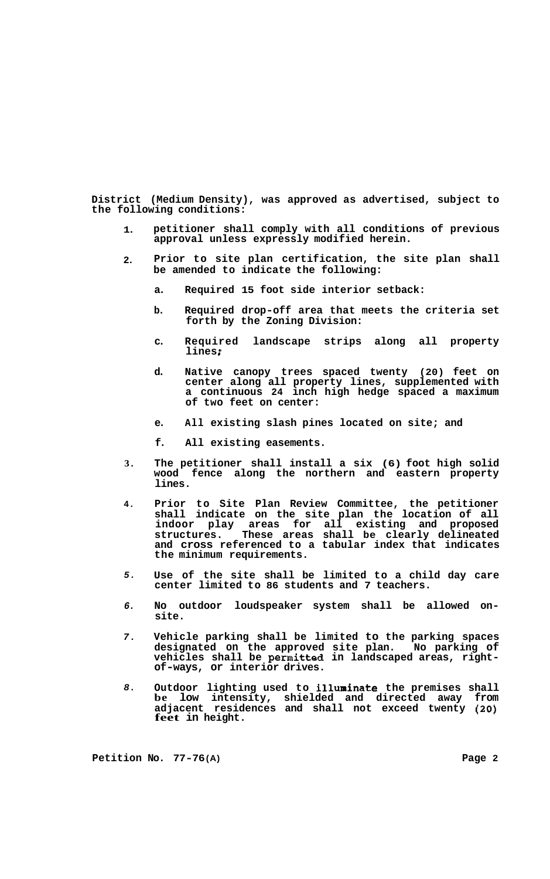**District (Medium Density), was approved as advertised, subject to the following conditions:**

1. **petitioner shall comply with all conditions of previous approval unless expressly modified herein.**

2. **Prior to site plan certification, the site plan shall be amended to indicate the following:**

   a. **Required 15 foot side interior setback:**

   b. **Required drop-off area that meets the criteria set forth by the Zoning Division:**

   c. **Required landscape strips along all property lines;**

   d. **Native canopy trees spaced twenty (20) feet on center along all property lines, supplemented with a continuous 24 inch high hedge spaced a maximum of two feet on center:**

   e. **All existing slash pines located on site; and**

   f. **All existing easements.**

3. **The petitioner shall install a six (6) foot high solid wood fence along the northern and eastern property lines.**

4. **Prior to Site Plan Review Committee, the petitioner shall indicate on the site plan the location of all indoor play areas for all existing and proposed structures. These areas shall be clearly delineated and cross referenced to a tabular index that indicates the minimum requirements.**

5. **Use of the site shall be limited to a child day care center limited to 86 students and 7 teachers.**

6. **No outdoor loudspeaker system shall be allowed on-site.**

7. **Vehicle parking shall be limited to the parking spaces designated on the approved site plan. No parking of vehicles shall be permitted in landscaped areas, right-of-ways, or interior drives.**

8. **Outdoor lighting used to illuminate the premises shall be low intensity, shielded and directed away from adjacent residences and shall not exceed twenty (20) feet in height.**

**Petition No. 77-76(A)**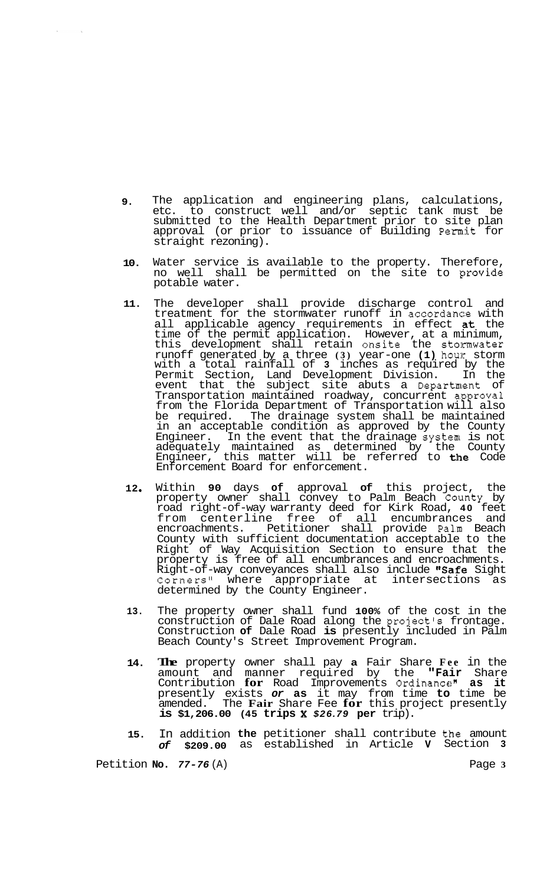9. The application and engineering plans, calculations, etc. to construct well and/or septic tank must be submitted to the Health Department prior to site plan approval (or prior to issuance of Building Permit for straight rezoning).

10. Water service is available to the property. Therefore, no well shall be permitted on the site to provide potable water.

11. The developer shall provide discharge control and treatment for the stormwater runoff in accordance with all applicable agency requirements in effect at the time of the permit application. However, at a minimum, this development shall retain onsite the stormwater runoff generated by a three (3) year-one (1) hour storm with a total rainfall of 3 inches as required by the Permit Section, Land Development Division. In the event that the subject site abuts a Department of Transportation maintained roadway, concurrent approval from the Florida Department of Transportation will also be required. The drainage system shall be maintained in an acceptable condition as approved by the County Engineer. In the event that the drainage system is not adequately maintained as determined by the County Engineer, this matter will be referred to the Code Enforcement Board for enforcement.

12. Within 90 days of approval of this project, the property owner shall convey to Palm Beach County by road right-of-way warranty deed for Kirk Road, 40 feet from centerline free of all encumbrances and encroachments. Petitioner shall provide Palm Beach County with sufficient documentation acceptable to the Right of Way Acquisition Section to ensure that the property is free of all encumbrances and encroachments. Right-of-way conveyances shall also include "Safe Sight Corners" where appropriate at intersections as determined by the County Engineer.

13. The property owner shall fund 100% of the cost in the construction of Dale Road along the project's frontage. Construction of Dale Road is presently included in Palm Beach County's Street Improvement Program.

14. The property owner shall pay a Fair Share Fee in the amount and manner required by the "Fair Share Contribution for Road Improvements Ordinance" as it presently exists or as it may from time to time be amended. The Fair Share Fee for this project presently is $1,206.00 (45 trips X $26.79 per trip).

15. In addition the petitioner shall contribute the amount of $209.00 as established in Article V Section 3

Petition No. 77-76 (A)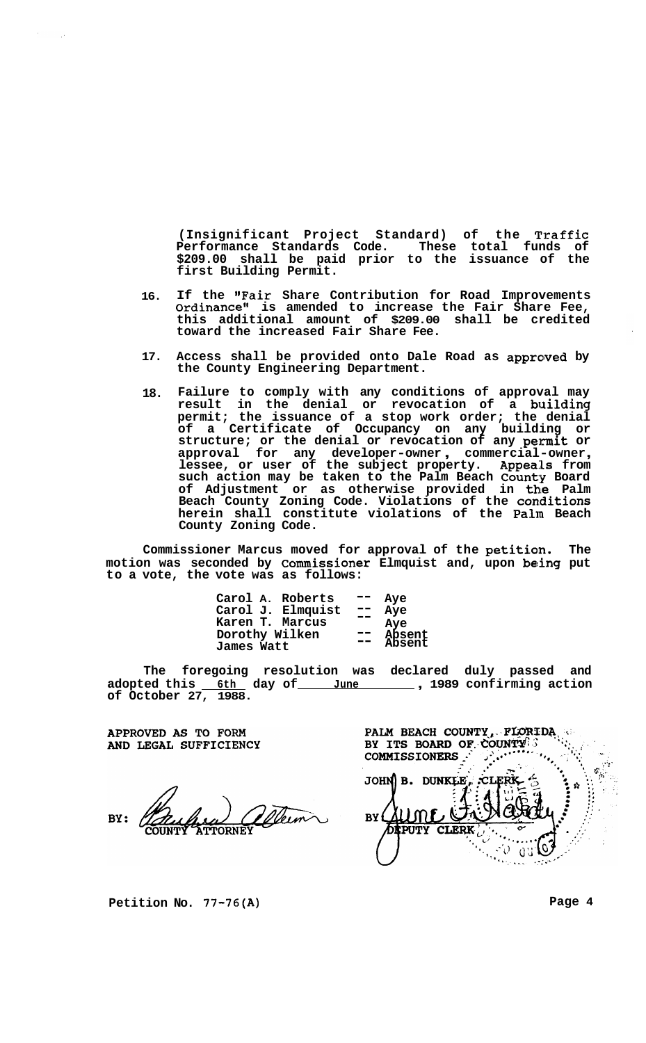(Insignificant Project Standard) of the Traffic Performance Standards Code. These total funds of $209.00 shall be paid prior to the issuance of the first Building Permit.

16. If the "Fair Share Contribution for Road Improvements Ordinance" is amended to increase the Fair Share Fee, this additional amount of $209.00 shall be credited toward the increased Fair Share Fee.

17. Access shall be provided onto Dale Road as approved by the County Engineering Department.

18. Failure to comply with any conditions of approval may result in the denial or revocation of a building permit; the issuance of a stop work order; the denial of a Certificate of Occupancy on any building or structure; or the denial or revocation of any permit or approval for any developer-owner, commercial-owner, lessee, or user of the subject property. Appeals from such action may be taken to the Palm Beach County Board of Adjustment or as otherwise provided in the Palm Beach County Zoning Code. Violations of the conditions herein shall constitute violations of the Palm Beach County Zoning Code.

Commissioner Marcus moved for approval of the petition. The motion was seconded by Commissioner Elmquist and, upon being put to a vote, the vote was as follows:

| | | |
|---|---|---|
| Carol A. Roberts | -- | Aye |
| Carol J. Elmquist | -- | Aye |
| Karen T. Marcus | -- | Aye |
| Dorothy Wilken | -- | Absent |
| James Watt | -- | Absent |

The foregoing resolution was declared duly passed and adopted this 6th day of June, 1989 confirming action of October 27, 1988.

APPROVED AS TO FORM AND LEGAL SUFFICIENCY

BY: COUNTY ATTORNEY

PALM BEACH COUNTY, FLORIDA BY ITS BOARD OF COUNTY COMMISSIONERS

JOHN B. DUNKLE, CLERK

BY DEPUTY CLERK

Petition No. 77-76(A)